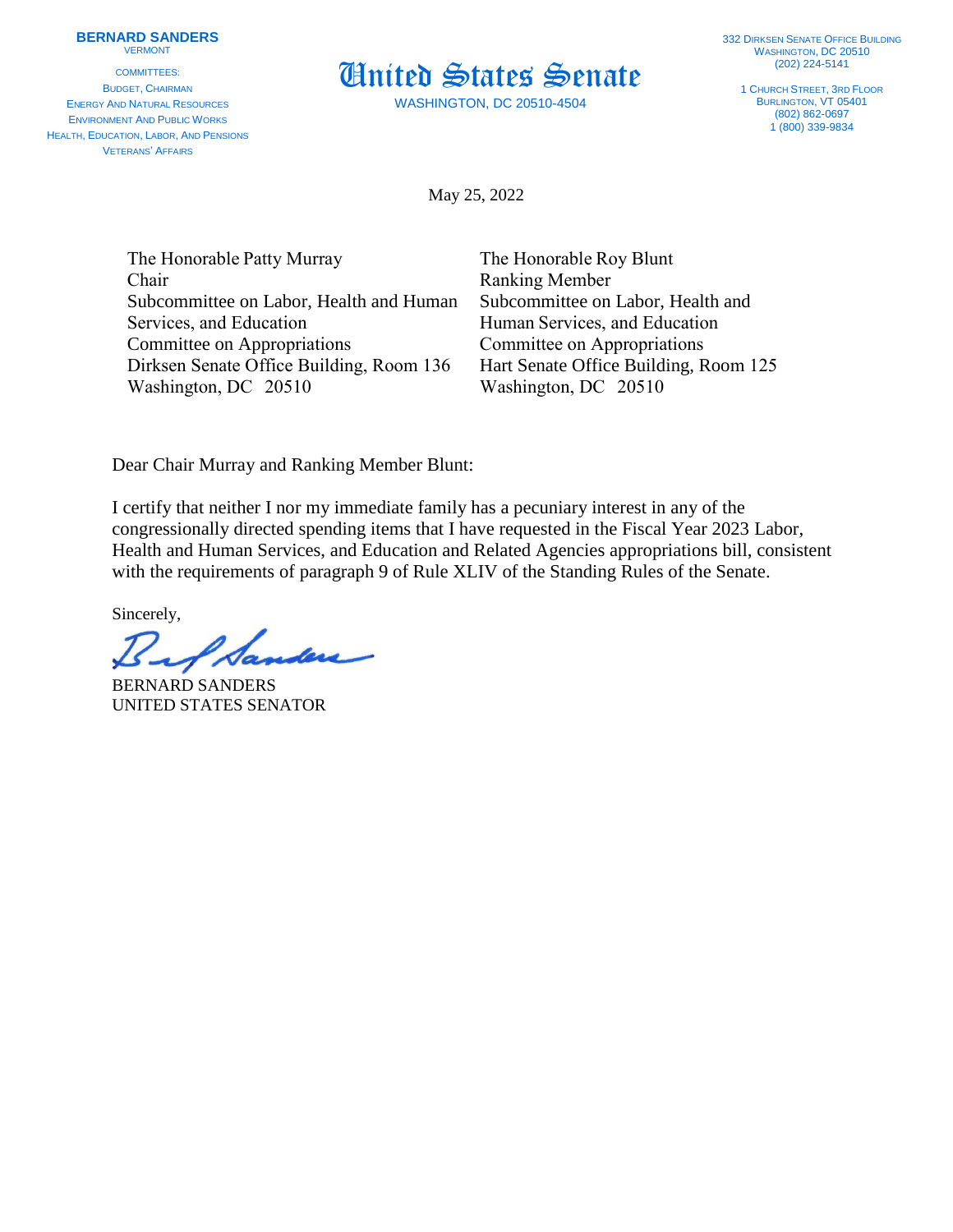**BERNARD SANDERS**
VERMONT

COMMITTEES:
BUDGET, CHAIRMAN
ENERGY AND NATURAL RESOURCES
ENVIRONMENT AND PUBLIC WORKS
HEALTH, EDUCATION, LABOR, AND PENSIONS
VETERANS' AFFAIRS

# United States Senate

WASHINGTON, DC 20510-4504

332 DIRKSEN SENATE OFFICE BUILDING
WASHINGTON, DC 20510
(202) 224-5141

1 CHURCH STREET, 3RD FLOOR
BURLINGTON, VT 05401
(802) 862-0697
1 (800) 339-9834

May 25, 2022

The Honorable Patty Murray
Chair
Subcommittee on Labor, Health and Human Services, and Education
Committee on Appropriations
Dirksen Senate Office Building, Room 136
Washington, DC 20510

The Honorable Roy Blunt
Ranking Member
Subcommittee on Labor, Health and Human Services, and Education
Committee on Appropriations
Hart Senate Office Building, Room 125
Washington, DC 20510

Dear Chair Murray and Ranking Member Blunt:

I certify that neither I nor my immediate family has a pecuniary interest in any of the congressionally directed spending items that I have requested in the Fiscal Year 2023 Labor, Health and Human Services, and Education and Related Agencies appropriations bill, consistent with the requirements of paragraph 9 of Rule XLIV of the Standing Rules of the Senate.

Sincerely,

BERNARD SANDERS
UNITED STATES SENATOR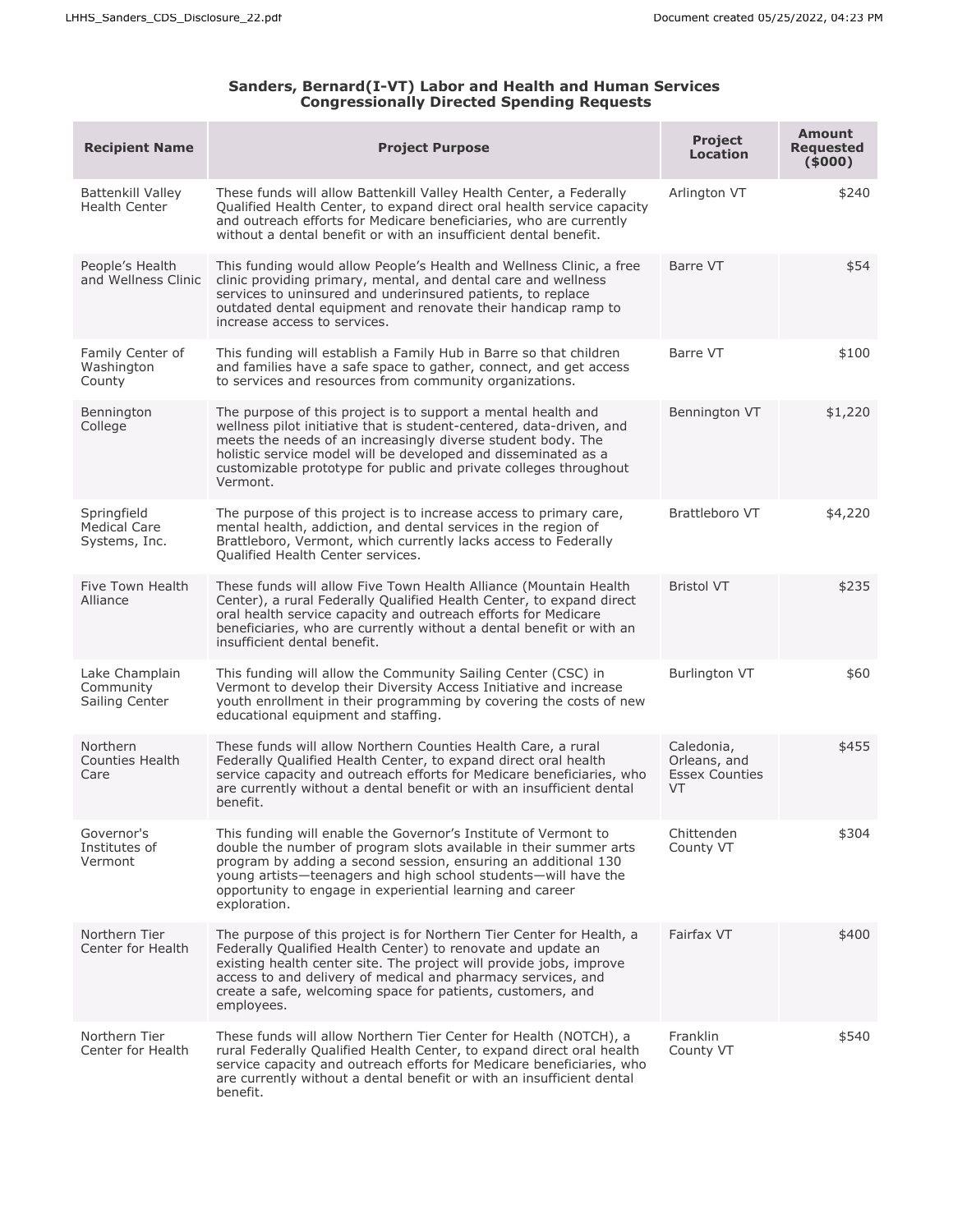## Sanders, Bernard(I-VT) Labor and Health and Human Services Congressionally Directed Spending Requests

| Recipient Name | Project Purpose | Project Location | Amount Requested ($000) |
|---|---|---|---|
| Battenkill Valley Health Center | These funds will allow Battenkill Valley Health Center, a Federally Qualified Health Center, to expand direct oral health service capacity and outreach efforts for Medicare beneficiaries, who are currently without a dental benefit or with an insufficient dental benefit. | Arlington VT | $240 |
| People's Health and Wellness Clinic | This funding would allow People's Health and Wellness Clinic, a free clinic providing primary, mental, and dental care and wellness services to uninsured and underinsured patients, to replace outdated dental equipment and renovate their handicap ramp to increase access to services. | Barre VT | $54 |
| Family Center of Washington County | This funding will establish a Family Hub in Barre so that children and families have a safe space to gather, connect, and get access to services and resources from community organizations. | Barre VT | $100 |
| Bennington College | The purpose of this project is to support a mental health and wellness pilot initiative that is student-centered, data-driven, and meets the needs of an increasingly diverse student body. The holistic service model will be developed and disseminated as a customizable prototype for public and private colleges throughout Vermont. | Bennington VT | $1,220 |
| Springfield Medical Care Systems, Inc. | The purpose of this project is to increase access to primary care, mental health, addiction, and dental services in the region of Brattleboro, Vermont, which currently lacks access to Federally Qualified Health Center services. | Brattleboro VT | $4,220 |
| Five Town Health Alliance | These funds will allow Five Town Health Alliance (Mountain Health Center), a rural Federally Qualified Health Center, to expand direct oral health service capacity and outreach efforts for Medicare beneficiaries, who are currently without a dental benefit or with an insufficient dental benefit. | Bristol VT | $235 |
| Lake Champlain Community Sailing Center | This funding will allow the Community Sailing Center (CSC) in Vermont to develop their Diversity Access Initiative and increase youth enrollment in their programming by covering the costs of new educational equipment and staffing. | Burlington VT | $60 |
| Northern Counties Health Care | These funds will allow Northern Counties Health Care, a rural Federally Qualified Health Center, to expand direct oral health service capacity and outreach efforts for Medicare beneficiaries, who are currently without a dental benefit or with an insufficient dental benefit. | Caledonia, Orleans, and Essex Counties VT | $455 |
| Governor's Institutes of Vermont | This funding will enable the Governor's Institute of Vermont to double the number of program slots available in their summer arts program by adding a second session, ensuring an additional 130 young artists—teenagers and high school students—will have the opportunity to engage in experiential learning and career exploration. | Chittenden County VT | $304 |
| Northern Tier Center for Health | The purpose of this project is for Northern Tier Center for Health, a Federally Qualified Health Center) to renovate and update an existing health center site. The project will provide jobs, improve access to and delivery of medical and pharmacy services, and create a safe, welcoming space for patients, customers, and employees. | Fairfax VT | $400 |
| Northern Tier Center for Health | These funds will allow Northern Tier Center for Health (NOTCH), a rural Federally Qualified Health Center, to expand direct oral health service capacity and outreach efforts for Medicare beneficiaries, who are currently without a dental benefit or with an insufficient dental benefit. | Franklin County VT | $540 |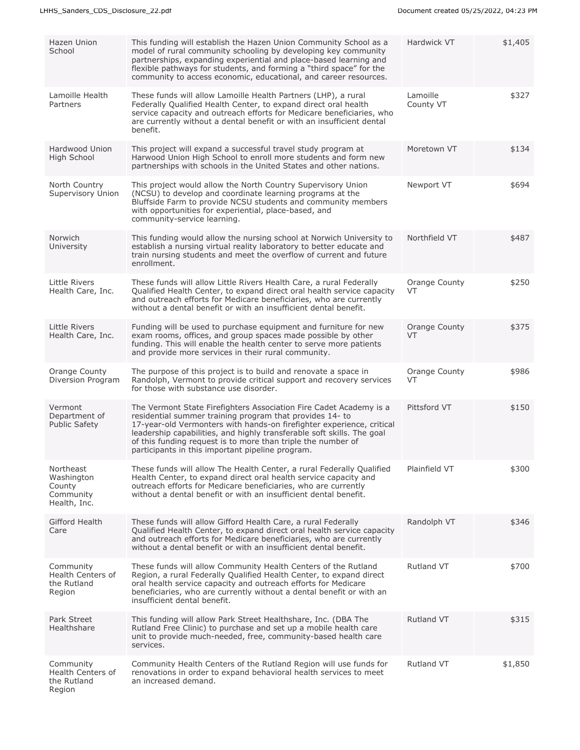| Hazen Union School | This funding will establish the Hazen Union Community School as a model of rural community schooling by developing key community partnerships, expanding experiential and place-based learning and flexible pathways for students, and forming a "third space" for the community to access economic, educational, and career resources. | Hardwick VT | $1,405 |
|---|---|---|---|
| Lamoille Health Partners | These funds will allow Lamoille Health Partners (LHP), a rural Federally Qualified Health Center, to expand direct oral health service capacity and outreach efforts for Medicare beneficiaries, who are currently without a dental benefit or with an insufficient dental benefit. | Lamoille County VT | $327 |
| Hardwood Union High School | This project will expand a successful travel study program at Harwood Union High School to enroll more students and form new partnerships with schools in the United States and other nations. | Moretown VT | $134 |
| North Country Supervisory Union | This project would allow the North Country Supervisory Union (NCSU) to develop and coordinate learning programs at the Bluffside Farm to provide NCSU students and community members with opportunities for experiential, place-based, and community-service learning. | Newport VT | $694 |
| Norwich University | This funding would allow the nursing school at Norwich University to establish a nursing virtual reality laboratory to better educate and train nursing students and meet the overflow of current and future enrollment. | Northfield VT | $487 |
| Little Rivers Health Care, Inc. | These funds will allow Little Rivers Health Care, a rural Federally Qualified Health Center, to expand direct oral health service capacity and outreach efforts for Medicare beneficiaries, who are currently without a dental benefit or with an insufficient dental benefit. | Orange County VT | $250 |
| Little Rivers Health Care, Inc. | Funding will be used to purchase equipment and furniture for new exam rooms, offices, and group spaces made possible by other funding. This will enable the health center to serve more patients and provide more services in their rural community. | Orange County VT | $375 |
| Orange County Diversion Program | The purpose of this project is to build and renovate a space in Randolph, Vermont to provide critical support and recovery services for those with substance use disorder. | Orange County VT | $986 |
| Vermont Department of Public Safety | The Vermont State Firefighters Association Fire Cadet Academy is a residential summer training program that provides 14- to 17-year-old Vermonters with hands-on firefighter experience, critical leadership capabilities, and highly transferable soft skills. The goal of this funding request is to more than triple the number of participants in this important pipeline program. | Pittsford VT | $150 |
| Northeast Washington County Community Health, Inc. | These funds will allow The Health Center, a rural Federally Qualified Health Center, to expand direct oral health service capacity and outreach efforts for Medicare beneficiaries, who are currently without a dental benefit or with an insufficient dental benefit. | Plainfield VT | $300 |
| Gifford Health Care | These funds will allow Gifford Health Care, a rural Federally Qualified Health Center, to expand direct oral health service capacity and outreach efforts for Medicare beneficiaries, who are currently without a dental benefit or with an insufficient dental benefit. | Randolph VT | $346 |
| Community Health Centers of the Rutland Region | These funds will allow Community Health Centers of the Rutland Region, a rural Federally Qualified Health Center, to expand direct oral health service capacity and outreach efforts for Medicare beneficiaries, who are currently without a dental benefit or with an insufficient dental benefit. | Rutland VT | $700 |
| Park Street Healthshare | This funding will allow Park Street Healthshare, Inc. (DBA The Rutland Free Clinic) to purchase and set up a mobile health care unit to provide much-needed, free, community-based health care services. | Rutland VT | $315 |
| Community Health Centers of the Rutland Region | Community Health Centers of the Rutland Region will use funds for renovations in order to expand behavioral health services to meet an increased demand. | Rutland VT | $1,850 |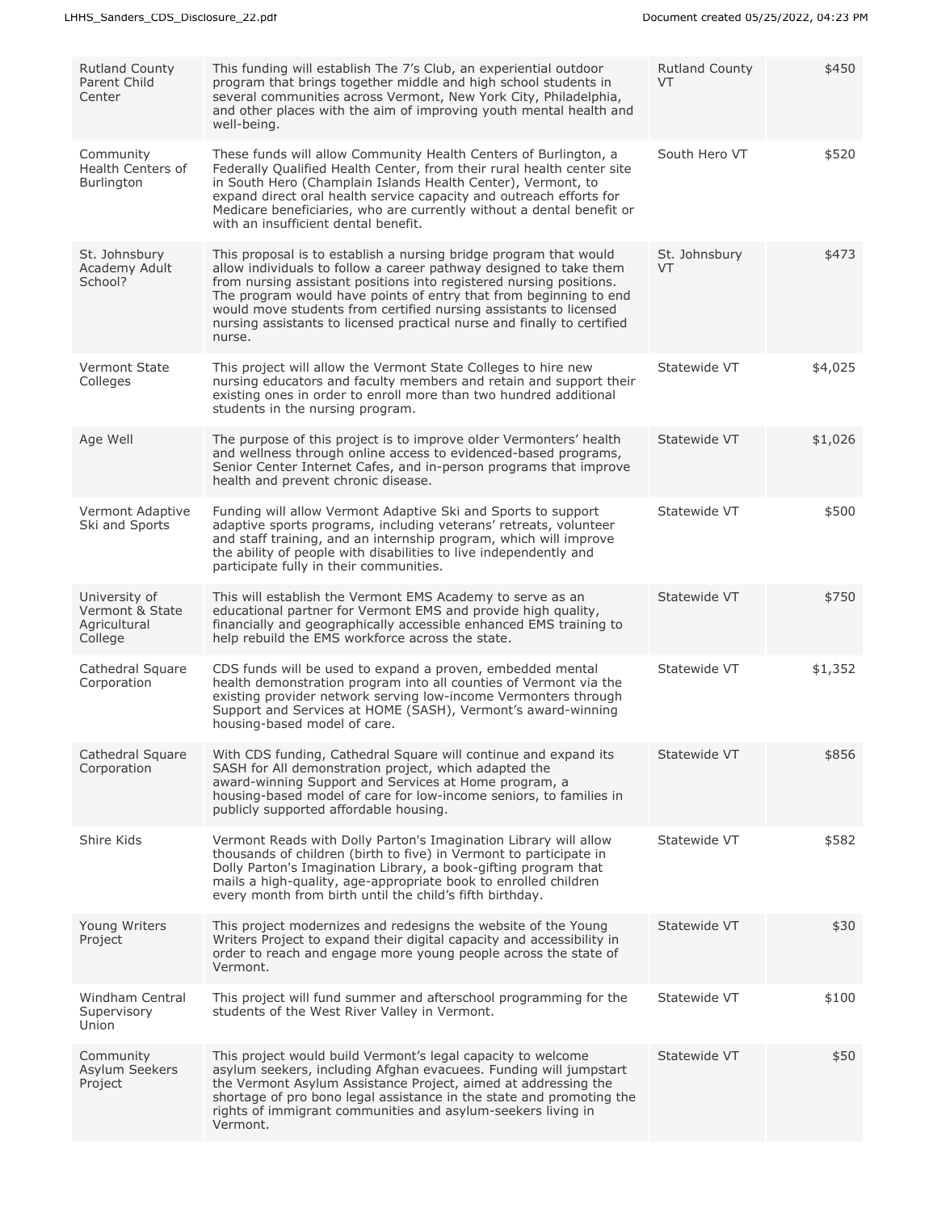| | | | |
|---|---|---|---|
| Rutland County Parent Child Center | This funding will establish The 7's Club, an experiential outdoor program that brings together middle and high school students in several communities across Vermont, New York City, Philadelphia, and other places with the aim of improving youth mental health and well-being. | Rutland County VT | $450 |
| Community Health Centers of Burlington | These funds will allow Community Health Centers of Burlington, a Federally Qualified Health Center, from their rural health center site in South Hero (Champlain Islands Health Center), Vermont, to expand direct oral health service capacity and outreach efforts for Medicare beneficiaries, who are currently without a dental benefit or with an insufficient dental benefit. | South Hero VT | $520 |
| St. Johnsbury Academy Adult School? | This proposal is to establish a nursing bridge program that would allow individuals to follow a career pathway designed to take them from nursing assistant positions into registered nursing positions. The program would have points of entry that from beginning to end would move students from certified nursing assistants to licensed nursing assistants to licensed practical nurse and finally to certified nurse. | St. Johnsbury VT | $473 |
| Vermont State Colleges | This project will allow the Vermont State Colleges to hire new nursing educators and faculty members and retain and support their existing ones in order to enroll more than two hundred additional students in the nursing program. | Statewide VT | $4,025 |
| Age Well | The purpose of this project is to improve older Vermonters' health and wellness through online access to evidenced-based programs, Senior Center Internet Cafes, and in-person programs that improve health and prevent chronic disease. | Statewide VT | $1,026 |
| Vermont Adaptive Ski and Sports | Funding will allow Vermont Adaptive Ski and Sports to support adaptive sports programs, including veterans' retreats, volunteer and staff training, and an internship program, which will improve the ability of people with disabilities to live independently and participate fully in their communities. | Statewide VT | $500 |
| University of Vermont & State Agricultural College | This will establish the Vermont EMS Academy to serve as an educational partner for Vermont EMS and provide high quality, financially and geographically accessible enhanced EMS training to help rebuild the EMS workforce across the state. | Statewide VT | $750 |
| Cathedral Square Corporation | CDS funds will be used to expand a proven, embedded mental health demonstration program into all counties of Vermont via the existing provider network serving low-income Vermonters through Support and Services at HOME (SASH), Vermont's award-winning housing-based model of care. | Statewide VT | $1,352 |
| Cathedral Square Corporation | With CDS funding, Cathedral Square will continue and expand its SASH for All demonstration project, which adapted the award-winning Support and Services at Home program, a housing-based model of care for low-income seniors, to families in publicly supported affordable housing. | Statewide VT | $856 |
| Shire Kids | Vermont Reads with Dolly Parton's Imagination Library will allow thousands of children (birth to five) in Vermont to participate in Dolly Parton's Imagination Library, a book-gifting program that mails a high-quality, age-appropriate book to enrolled children every month from birth until the child's fifth birthday. | Statewide VT | $582 |
| Young Writers Project | This project modernizes and redesigns the website of the Young Writers Project to expand their digital capacity and accessibility in order to reach and engage more young people across the state of Vermont. | Statewide VT | $30 |
| Windham Central Supervisory Union | This project will fund summer and afterschool programming for the students of the West River Valley in Vermont. | Statewide VT | $100 |
| Community Asylum Seekers Project | This project would build Vermont's legal capacity to welcome asylum seekers, including Afghan evacuees. Funding will jumpstart the Vermont Asylum Assistance Project, aimed at addressing the shortage of pro bono legal assistance in the state and promoting the rights of immigrant communities and asylum-seekers living in Vermont. | Statewide VT | $50 |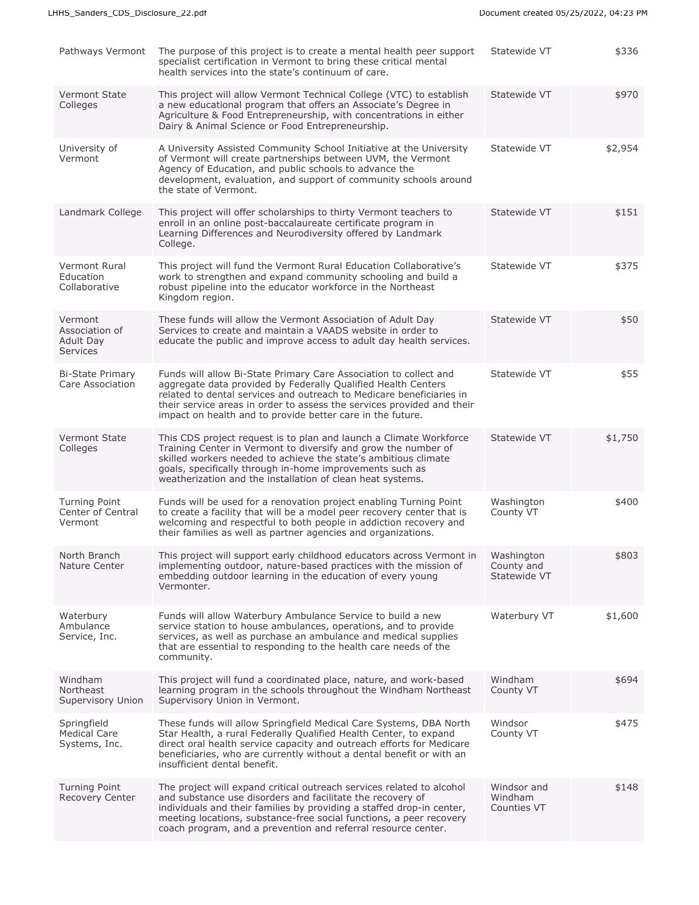| | | | |
|---|---|---|---|
| Pathways Vermont | The purpose of this project is to create a mental health peer support specialist certification in Vermont to bring these critical mental health services into the state's continuum of care. | Statewide VT | $336 |
| Vermont State Colleges | This project will allow Vermont Technical College (VTC) to establish a new educational program that offers an Associate's Degree in Agriculture & Food Entrepreneurship, with concentrations in either Dairy & Animal Science or Food Entrepreneurship. | Statewide VT | $970 |
| University of Vermont | A University Assisted Community School Initiative at the University of Vermont will create partnerships between UVM, the Vermont Agency of Education, and public schools to advance the development, evaluation, and support of community schools around the state of Vermont. | Statewide VT | $2,954 |
| Landmark College | This project will offer scholarships to thirty Vermont teachers to enroll in an online post-baccalaureate certificate program in Learning Differences and Neurodiversity offered by Landmark College. | Statewide VT | $151 |
| Vermont Rural Education Collaborative | This project will fund the Vermont Rural Education Collaborative's work to strengthen and expand community schooling and build a robust pipeline into the educator workforce in the Northeast Kingdom region. | Statewide VT | $375 |
| Vermont Association of Adult Day Services | These funds will allow the Vermont Association of Adult Day Services to create and maintain a VAADS website in order to educate the public and improve access to adult day health services. | Statewide VT | $50 |
| Bi-State Primary Care Association | Funds will allow Bi-State Primary Care Association to collect and aggregate data provided by Federally Qualified Health Centers related to dental services and outreach to Medicare beneficiaries in their service areas in order to assess the services provided and their impact on health and to provide better care in the future. | Statewide VT | $55 |
| Vermont State Colleges | This CDS project request is to plan and launch a Climate Workforce Training Center in Vermont to diversify and grow the number of skilled workers needed to achieve the state's ambitious climate goals, specifically through in-home improvements such as weatherization and the installation of clean heat systems. | Statewide VT | $1,750 |
| Turning Point Center of Central Vermont | Funds will be used for a renovation project enabling Turning Point to create a facility that will be a model peer recovery center that is welcoming and respectful to both people in addiction recovery and their families as well as partner agencies and organizations. | Washington County VT | $400 |
| North Branch Nature Center | This project will support early childhood educators across Vermont in implementing outdoor, nature-based practices with the mission of embedding outdoor learning in the education of every young Vermonter. | Washington County and Statewide VT | $803 |
| Waterbury Ambulance Service, Inc. | Funds will allow Waterbury Ambulance Service to build a new service station to house ambulances, operations, and to provide services, as well as purchase an ambulance and medical supplies that are essential to responding to the health care needs of the community. | Waterbury VT | $1,600 |
| Windham Northeast Supervisory Union | This project will fund a coordinated place, nature, and work-based learning program in the schools throughout the Windham Northeast Supervisory Union in Vermont. | Windham County VT | $694 |
| Springfield Medical Care Systems, Inc. | These funds will allow Springfield Medical Care Systems, DBA North Star Health, a rural Federally Qualified Health Center, to expand direct oral health service capacity and outreach efforts for Medicare beneficiaries, who are currently without a dental benefit or with an insufficient dental benefit. | Windsor County VT | $475 |
| Turning Point Recovery Center | The project will expand critical outreach services related to alcohol and substance use disorders and facilitate the recovery of individuals and their families by providing a staffed drop-in center, meeting locations, substance-free social functions, a peer recovery coach program, and a prevention and referral resource center. | Windsor and Windham Counties VT | $148 |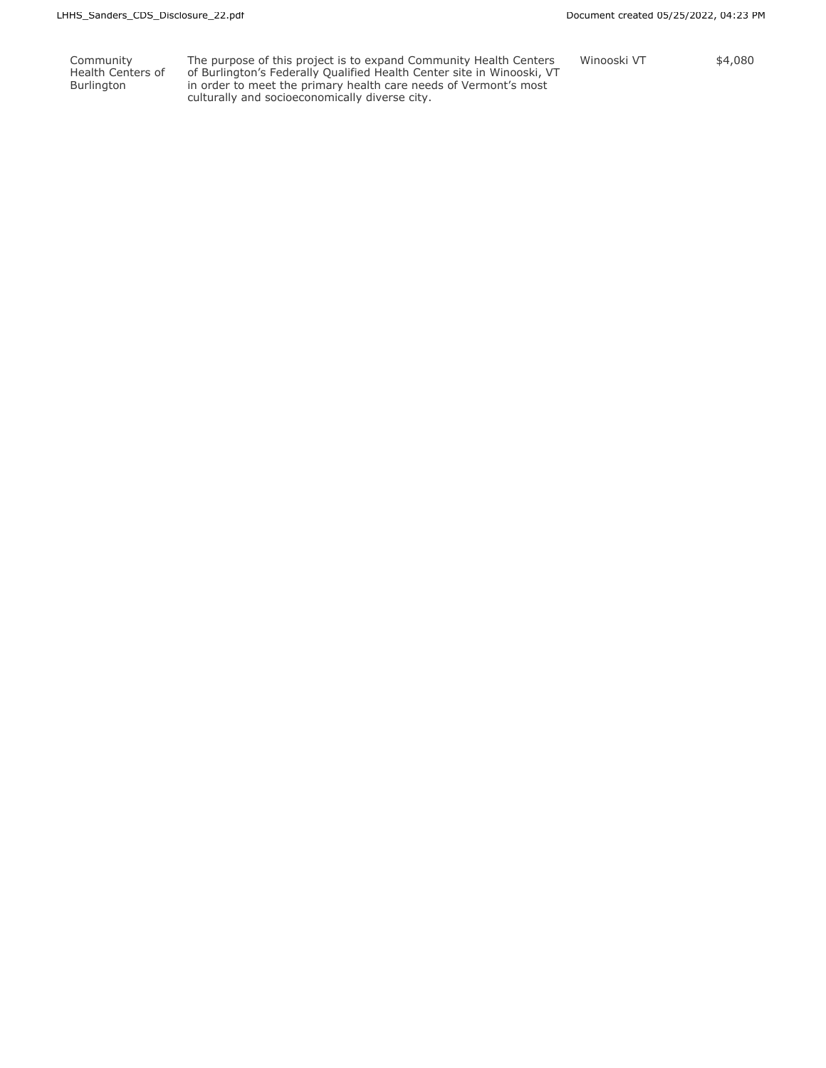| | | | |
|---|---|---|---|
| Community Health Centers of Burlington | The purpose of this project is to expand Community Health Centers of Burlington's Federally Qualified Health Center site in Winooski, VT in order to meet the primary health care needs of Vermont's most culturally and socioeconomically diverse city. | Winooski VT | $4,080 |